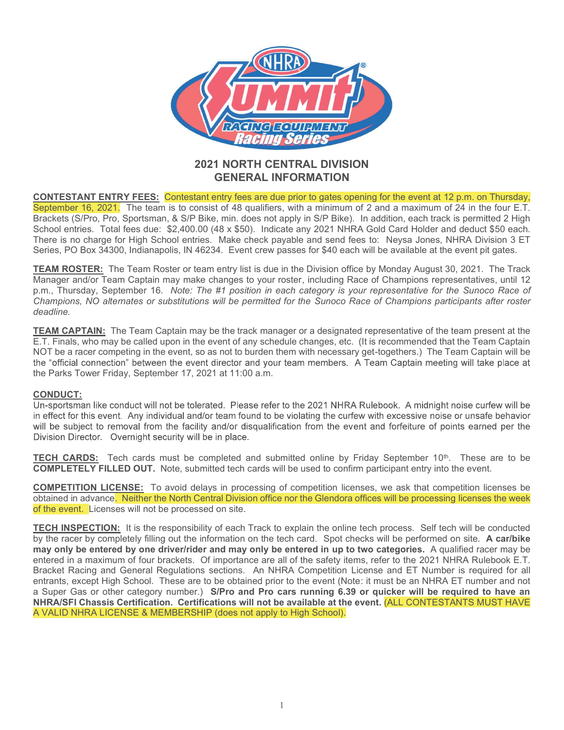## 2021 NORTH CENTRAL DIVISION
## GENERAL INFORMATION

**CONTESTANT ENTRY FEES:** Contestant entry fees are due prior to gates opening for the event at 12 p.m. on Thursday, September 16, 2021. The team is to consist of 48 qualifiers, with a minimum of 2 and a maximum of 24 in the four E.T. Brackets (S/Pro, Pro, Sportsman, & S/P Bike, min. does not apply in S/P Bike). In addition, each track is permitted 2 High School entries. Total fees due: $2,400.00 (48 x $50). Indicate any 2021 NHRA Gold Card Holder and deduct $50 each. There is no charge for High School entries. Make check payable and send fees to: Neysa Jones, NHRA Division 3 ET Series, PO Box 34300, Indianapolis, IN 46234. Event crew passes for $40 each will be available at the event pit gates.

**TEAM ROSTER:** The Team Roster or team entry list is due in the Division office by Monday August 30, 2021. The Track Manager and/or Team Captain may make changes to your roster, including Race of Champions representatives, until 12 p.m., Thursday, September 16. *Note: The #1 position in each category is your representative for the Sunoco Race of Champions, NO alternates or substitutions will be permitted for the Sunoco Race of Champions participants after roster deadline.*

**TEAM CAPTAIN:** The Team Captain may be the track manager or a designated representative of the team present at the E.T. Finals, who may be called upon in the event of any schedule changes, etc. (It is recommended that the Team Captain NOT be a racer competing in the event, so as not to burden them with necessary get-togethers.) The Team Captain will be the "official connection" between the event director and your team members. A Team Captain meeting will take place at the Parks Tower Friday, September 17, 2021 at 11:00 a.m.

**CONDUCT:**
Un-sportsman like conduct will not be tolerated. Please refer to the 2021 NHRA Rulebook. A midnight noise curfew will be in effect for this event. Any individual and/or team found to be violating the curfew with excessive noise or unsafe behavior will be subject to removal from the facility and/or disqualification from the event and forfeiture of points earned per the Division Director. Overnight security will be in place.

**TECH CARDS:** Tech cards must be completed and submitted online by Friday September 10th. These are to be **COMPLETELY FILLED OUT.** Note, submitted tech cards will be used to confirm participant entry into the event.

**COMPETITION LICENSE:** To avoid delays in processing of competition licenses, we ask that competition licenses be obtained in advance. Neither the North Central Division office nor the Glendora offices will be processing licenses the week of the event. Licenses will not be processed on site.

**TECH INSPECTION:** It is the responsibility of each Track to explain the online tech process. Self tech will be conducted by the racer by completely filling out the information on the tech card. Spot checks will be performed on site. **A car/bike may only be entered by one driver/rider and may only be entered in up to two categories.** A qualified racer may be entered in a maximum of four brackets. Of importance are all of the safety items, refer to the 2021 NHRA Rulebook E.T. Bracket Racing and General Regulations sections. An NHRA Competition License and ET Number is required for all entrants, except High School. These are to be obtained prior to the event (Note: it must be an NHRA ET number and not a Super Gas or other category number.) **S/Pro and Pro cars running 6.39 or quicker will be required to have an NHRA/SFI Chassis Certification. Certifications will not be available at the event.** (ALL CONTESTANTS MUST HAVE A VALID NHRA LICENSE & MEMBERSHIP (does not apply to High School).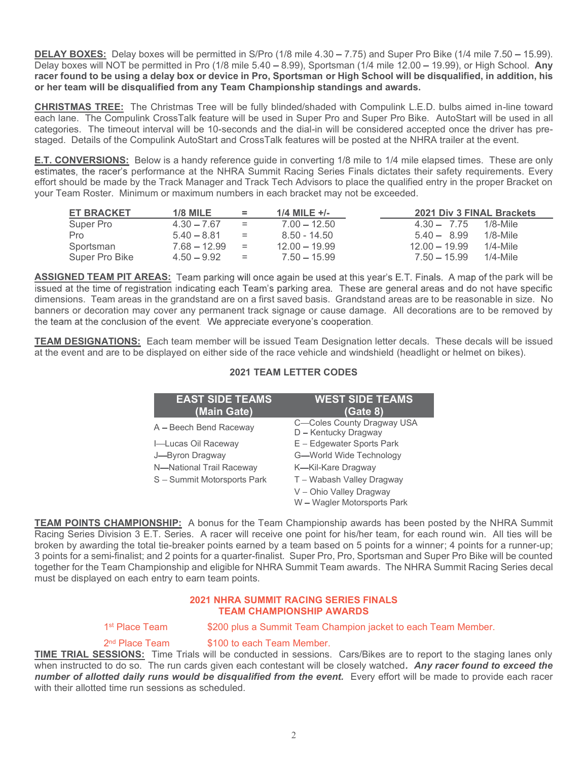**DELAY BOXES:** Delay boxes will be permitted in S/Pro (1/8 mile 4.30 – 7.75) and Super Pro Bike (1/4 mile 7.50 – 15.99). Delay boxes will NOT be permitted in Pro (1/8 mile 5.40 – 8.99), Sportsman (1/4 mile 12.00 – 19.99), or High School. **Any racer found to be using a delay box or device in Pro, Sportsman or High School will be disqualified, in addition, his or her team will be disqualified from any Team Championship standings and awards.**

**CHRISTMAS TREE:** The Christmas Tree will be fully blinded/shaded with Compulink L.E.D. bulbs aimed in-line toward each lane. The Compulink CrossTalk feature will be used in Super Pro and Super Pro Bike. AutoStart will be used in all categories. The timeout interval will be 10-seconds and the dial-in will be considered accepted once the driver has pre-staged. Details of the Compulink AutoStart and CrossTalk features will be posted at the NHRA trailer at the event.

**E.T. CONVERSIONS:** Below is a handy reference guide in converting 1/8 mile to 1/4 mile elapsed times. These are only estimates, the racer's performance at the NHRA Summit Racing Series Finals dictates their safety requirements. Every effort should be made by the Track Manager and Track Tech Advisors to place the qualified entry in the proper Bracket on your Team Roster. Minimum or maximum numbers in each bracket may not be exceeded.

| ET BRACKET | 1/8 MILE | = | 1/4 MILE +/- | 2021 Div 3 FINAL Brackets | |
|---|---|---|---|---|---|
| Super Pro | 4.30 – 7.67 | = | 7.00 – 12.50 | 4.30 – 7.75 | 1/8-Mile |
| Pro | 5.40 – 8.81 | = | 8.50 - 14.50 | 5.40 – 8.99 | 1/8-Mile |
| Sportsman | 7.68 – 12.99 | = | 12.00 – 19.99 | 12.00 – 19.99 | 1/4-Mile |
| Super Pro Bike | 4.50 – 9.92 | = | 7.50 – 15.99 | 7.50 – 15.99 | 1/4-Mile |

**ASSIGNED TEAM PIT AREAS:** Team parking will once again be used at this year's E.T. Finals. A map of the park will be issued at the time of registration indicating each Team's parking area. These are general areas and do not have specific dimensions. Team areas in the grandstand are on a first saved basis. Grandstand areas are to be reasonable in size. No banners or decoration may cover any permanent track signage or cause damage. All decorations are to be removed by the team at the conclusion of the event. We appreciate everyone's cooperation.

**TEAM DESIGNATIONS:** Each team member will be issued Team Designation letter decals. These decals will be issued at the event and are to be displayed on either side of the race vehicle and windshield (headlight or helmet on bikes).

**2021 TEAM LETTER CODES**

| EAST SIDE TEAMS (Main Gate) | WEST SIDE TEAMS (Gate 8) |
|---|---|
| A – Beech Bend Raceway | C—Coles County Dragway USA |
| | D – Kentucky Dragway |
| I—Lucas Oil Raceway | E – Edgewater Sports Park |
| J—Byron Dragway | G—World Wide Technology |
| N—National Trail Raceway | K—Kil-Kare Dragway |
| S – Summit Motorsports Park | T – Wabash Valley Dragway |
| | V – Ohio Valley Dragway |
| | W – Wagler Motorsports Park |

**TEAM POINTS CHAMPIONSHIP:** A bonus for the Team Championship awards has been posted by the NHRA Summit Racing Series Division 3 E.T. Series. A racer will receive one point for his/her team, for each round win. All ties will be broken by awarding the total tie-breaker points earned by a team based on 5 points for a winner; 4 points for a runner-up; 3 points for a semi-finalist; and 2 points for a quarter-finalist. Super Pro, Pro, Sportsman and Super Pro Bike will be counted together for the Team Championship and eligible for NHRA Summit Team awards. The NHRA Summit Racing Series decal must be displayed on each entry to earn team points.

**2021 NHRA SUMMIT RACING SERIES FINALS**
**TEAM CHAMPIONSHIP AWARDS**

1st Place Team — $200 plus a Summit Team Champion jacket to each Team Member.

2nd Place Team — $100 to each Team Member.

**TIME TRIAL SESSIONS:** Time Trials will be conducted in sessions. Cars/Bikes are to report to the staging lanes only when instructed to do so. The run cards given each contestant will be closely watched. ***Any racer found to exceed the number of allotted daily runs would be disqualified from the event.*** Every effort will be made to provide each racer with their allotted time run sessions as scheduled.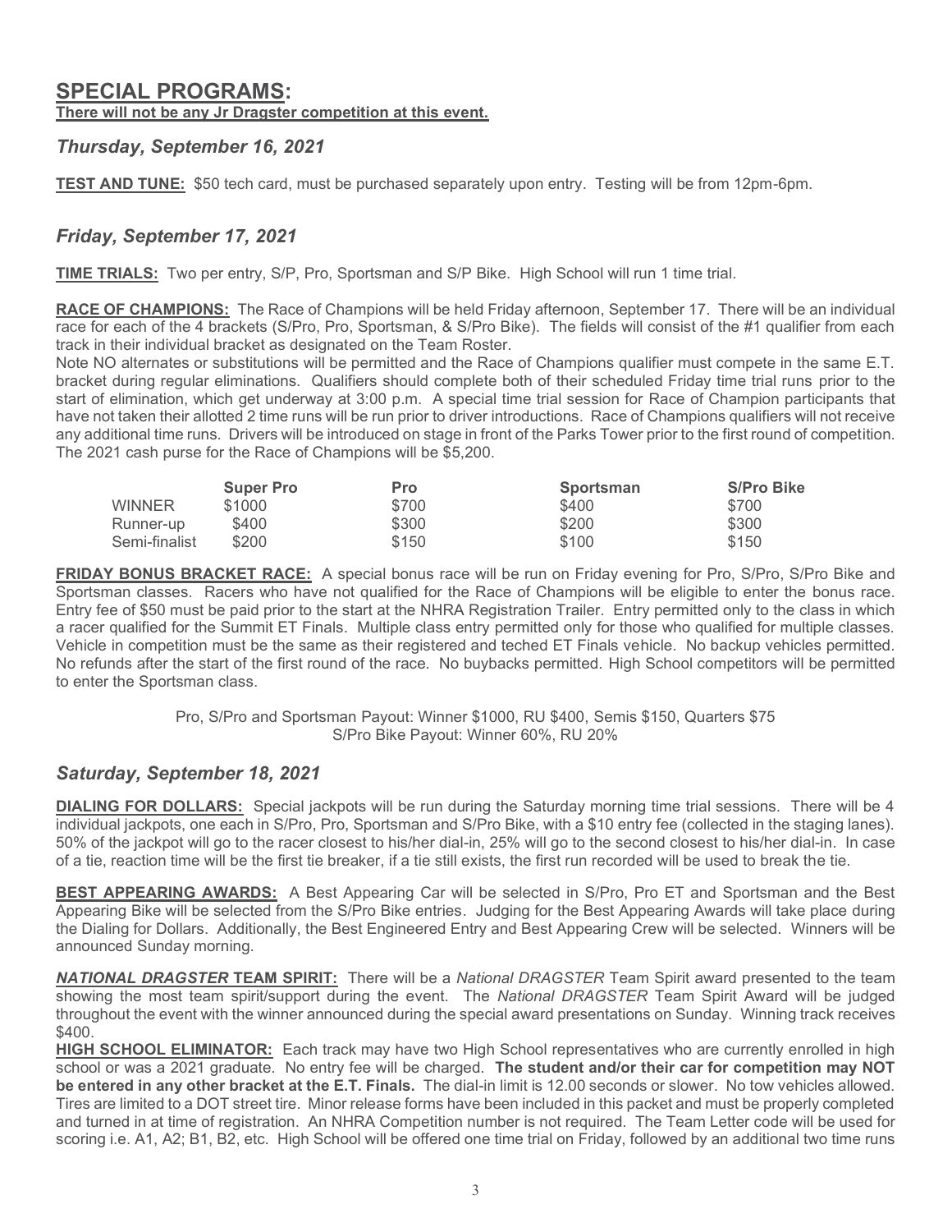## SPECIAL PROGRAMS:

**There will not be any Jr Dragster competition at this event.**

### *Thursday, September 16, 2021*

**TEST AND TUNE:** $50 tech card, must be purchased separately upon entry. Testing will be from 12pm-6pm.

### *Friday, September 17, 2021*

**TIME TRIALS:** Two per entry, S/P, Pro, Sportsman and S/P Bike. High School will run 1 time trial.

**RACE OF CHAMPIONS:** The Race of Champions will be held Friday afternoon, September 17. There will be an individual race for each of the 4 brackets (S/Pro, Pro, Sportsman, & S/Pro Bike). The fields will consist of the #1 qualifier from each track in their individual bracket as designated on the Team Roster.

Note NO alternates or substitutions will be permitted and the Race of Champions qualifier must compete in the same E.T. bracket during regular eliminations. Qualifiers should complete both of their scheduled Friday time trial runs prior to the start of elimination, which get underway at 3:00 p.m. A special time trial session for Race of Champion participants that have not taken their allotted 2 time runs will be run prior to driver introductions. Race of Champions qualifiers will not receive any additional time runs. Drivers will be introduced on stage in front of the Parks Tower prior to the first round of competition. The 2021 cash purse for the Race of Champions will be $5,200.

| | Super Pro | Pro | Sportsman | S/Pro Bike |
|---|---|---|---|---|
| WINNER | $1000 | $700 | $400 | $700 |
| Runner-up | $400 | $300 | $200 | $300 |
| Semi-finalist | $200 | $150 | $100 | $150 |

**FRIDAY BONUS BRACKET RACE:** A special bonus race will be run on Friday evening for Pro, S/Pro, S/Pro Bike and Sportsman classes. Racers who have not qualified for the Race of Champions will be eligible to enter the bonus race. Entry fee of $50 must be paid prior to the start at the NHRA Registration Trailer. Entry permitted only to the class in which a racer qualified for the Summit ET Finals. Multiple class entry permitted only for those who qualified for multiple classes. Vehicle in competition must be the same as their registered and teched ET Finals vehicle. No backup vehicles permitted. No refunds after the start of the first round of the race. No buybacks permitted. High School competitors will be permitted to enter the Sportsman class.

Pro, S/Pro and Sportsman Payout: Winner $1000, RU $400, Semis $150, Quarters $75
S/Pro Bike Payout: Winner 60%, RU 20%

### *Saturday, September 18, 2021*

**DIALING FOR DOLLARS:** Special jackpots will be run during the Saturday morning time trial sessions. There will be 4 individual jackpots, one each in S/Pro, Pro, Sportsman and S/Pro Bike, with a $10 entry fee (collected in the staging lanes). 50% of the jackpot will go to the racer closest to his/her dial-in, 25% will go to the second closest to his/her dial-in. In case of a tie, reaction time will be the first tie breaker, if a tie still exists, the first run recorded will be used to break the tie.

**BEST APPEARING AWARDS:** A Best Appearing Car will be selected in S/Pro, Pro ET and Sportsman and the Best Appearing Bike will be selected from the S/Pro Bike entries. Judging for the Best Appearing Awards will take place during the Dialing for Dollars. Additionally, the Best Engineered Entry and Best Appearing Crew will be selected. Winners will be announced Sunday morning.

***NATIONAL DRAGSTER* TEAM SPIRIT:** There will be a *National DRAGSTER* Team Spirit award presented to the team showing the most team spirit/support during the event. The *National DRAGSTER* Team Spirit Award will be judged throughout the event with the winner announced during the special award presentations on Sunday. Winning track receives $400.

**HIGH SCHOOL ELIMINATOR:** Each track may have two High School representatives who are currently enrolled in high school or was a 2021 graduate. No entry fee will be charged. **The student and/or their car for competition may NOT be entered in any other bracket at the E.T. Finals.** The dial-in limit is 12.00 seconds or slower. No tow vehicles allowed. Tires are limited to a DOT street tire. Minor release forms have been included in this packet and must be properly completed and turned in at time of registration. An NHRA Competition number is not required. The Team Letter code will be used for scoring i.e. A1, A2; B1, B2, etc. High School will be offered one time trial on Friday, followed by an additional two time runs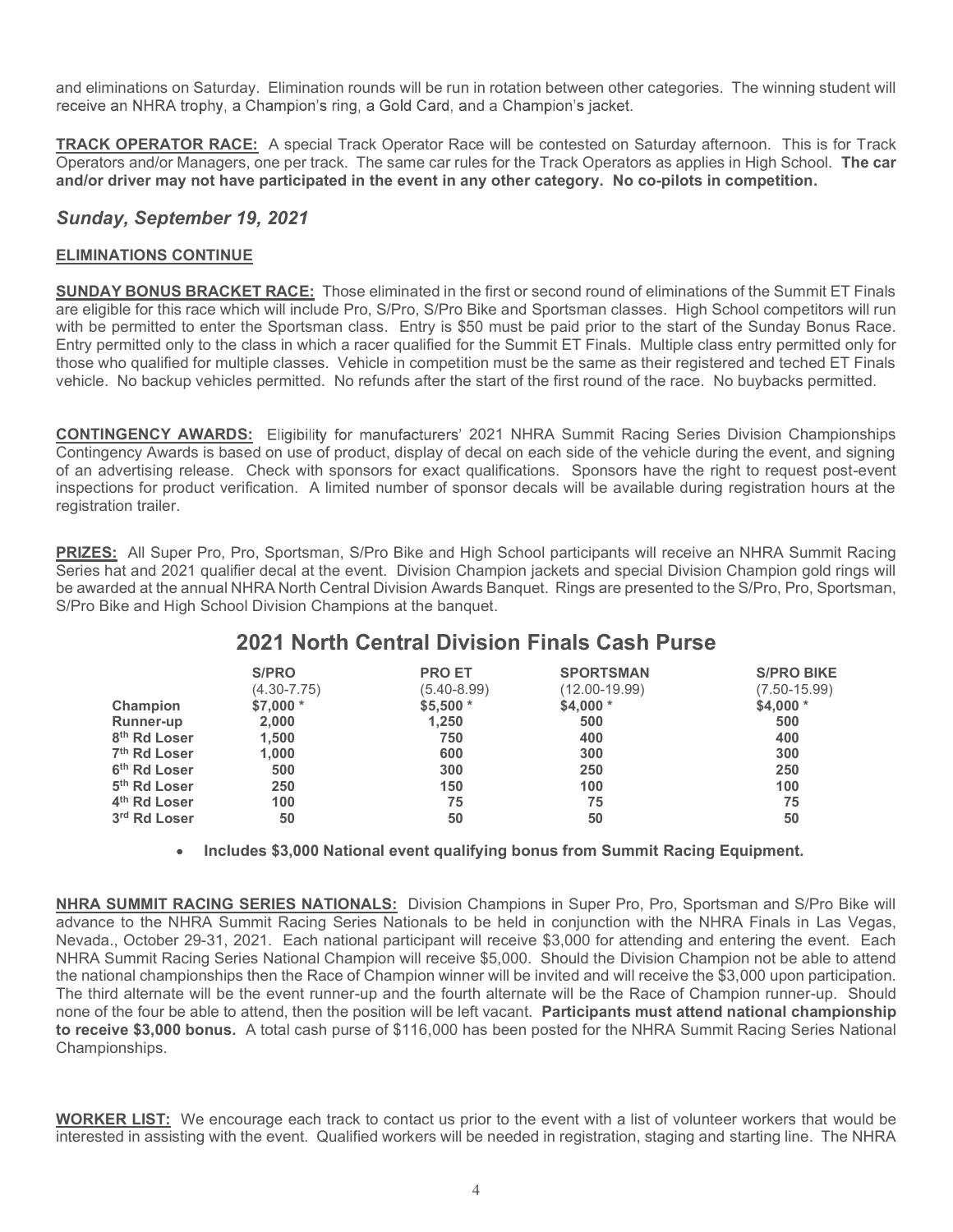and eliminations on Saturday. Elimination rounds will be run in rotation between other categories. The winning student will receive an NHRA trophy, a Champion's ring, a Gold Card, and a Champion's jacket.

**TRACK OPERATOR RACE:** A special Track Operator Race will be contested on Saturday afternoon. This is for Track Operators and/or Managers, one per track. The same car rules for the Track Operators as applies in High School. **The car and/or driver may not have participated in the event in any other category. No co-pilots in competition.**

## *Sunday, September 19, 2021*

**ELIMINATIONS CONTINUE**

**SUNDAY BONUS BRACKET RACE:** Those eliminated in the first or second round of eliminations of the Summit ET Finals are eligible for this race which will include Pro, S/Pro, S/Pro Bike and Sportsman classes. High School competitors will run with be permitted to enter the Sportsman class. Entry is $50 must be paid prior to the start of the Sunday Bonus Race. Entry permitted only to the class in which a racer qualified for the Summit ET Finals. Multiple class entry permitted only for those who qualified for multiple classes. Vehicle in competition must be the same as their registered and teched ET Finals vehicle. No backup vehicles permitted. No refunds after the start of the first round of the race. No buybacks permitted.

**CONTINGENCY AWARDS:** Eligibility for manufacturers' 2021 NHRA Summit Racing Series Division Championships Contingency Awards is based on use of product, display of decal on each side of the vehicle during the event, and signing of an advertising release. Check with sponsors for exact qualifications. Sponsors have the right to request post-event inspections for product verification. A limited number of sponsor decals will be available during registration hours at the registration trailer.

**PRIZES:** All Super Pro, Pro, Sportsman, S/Pro Bike and High School participants will receive an NHRA Summit Racing Series hat and 2021 qualifier decal at the event. Division Champion jackets and special Division Champion gold rings will be awarded at the annual NHRA North Central Division Awards Banquet. Rings are presented to the S/Pro, Pro, Sportsman, S/Pro Bike and High School Division Champions at the banquet.

## 2021 North Central Division Finals Cash Purse

| | S/PRO (4.30-7.75) | PRO ET (5.40-8.99) | SPORTSMAN (12.00-19.99) | S/PRO BIKE (7.50-15.99) |
|---|---|---|---|---|
| **Champion** | $7,000 * | $5,500 * | $4,000 * | $4,000 * |
| **Runner-up** | 2,000 | 1,250 | 500 | 500 |
| **8th Rd Loser** | 1,500 | 750 | 400 | 400 |
| **7th Rd Loser** | 1,000 | 600 | 300 | 300 |
| **6th Rd Loser** | 500 | 300 | 250 | 250 |
| **5th Rd Loser** | 250 | 150 | 100 | 100 |
| **4th Rd Loser** | 100 | 75 | 75 | 75 |
| **3rd Rd Loser** | 50 | 50 | 50 | 50 |

- **Includes $3,000 National event qualifying bonus from Summit Racing Equipment.**

**NHRA SUMMIT RACING SERIES NATIONALS:** Division Champions in Super Pro, Pro, Sportsman and S/Pro Bike will advance to the NHRA Summit Racing Series Nationals to be held in conjunction with the NHRA Finals in Las Vegas, Nevada., October 29-31, 2021. Each national participant will receive $3,000 for attending and entering the event. Each NHRA Summit Racing Series National Champion will receive $5,000. Should the Division Champion not be able to attend the national championships then the Race of Champion winner will be invited and will receive the $3,000 upon participation. The third alternate will be the event runner-up and the fourth alternate will be the Race of Champion runner-up. Should none of the four be able to attend, then the position will be left vacant. **Participants must attend national championship to receive $3,000 bonus.** A total cash purse of $116,000 has been posted for the NHRA Summit Racing Series National Championships.

**WORKER LIST:** We encourage each track to contact us prior to the event with a list of volunteer workers that would be interested in assisting with the event. Qualified workers will be needed in registration, staging and starting line. The NHRA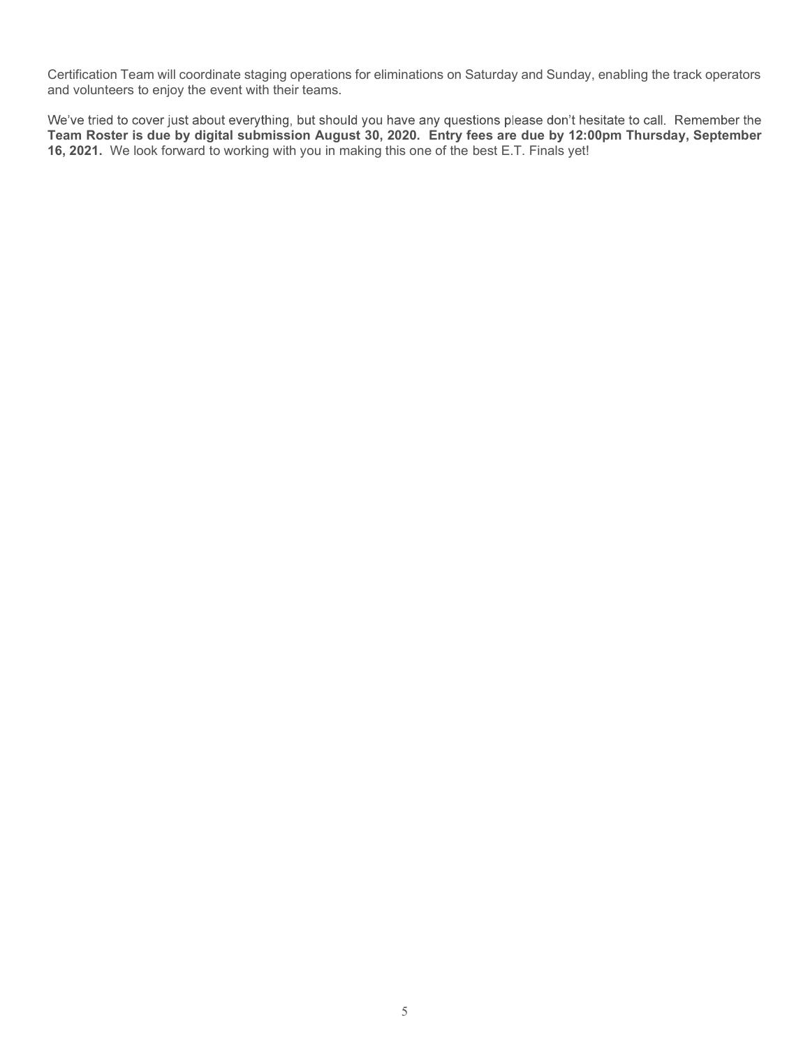Certification Team will coordinate staging operations for eliminations on Saturday and Sunday, enabling the track operators and volunteers to enjoy the event with their teams.

We've tried to cover just about everything, but should you have any questions please don't hesitate to call. Remember the **Team Roster is due by digital submission August 30, 2020. Entry fees are due by 12:00pm Thursday, September 16, 2021.** We look forward to working with you in making this one of the best E.T. Finals yet!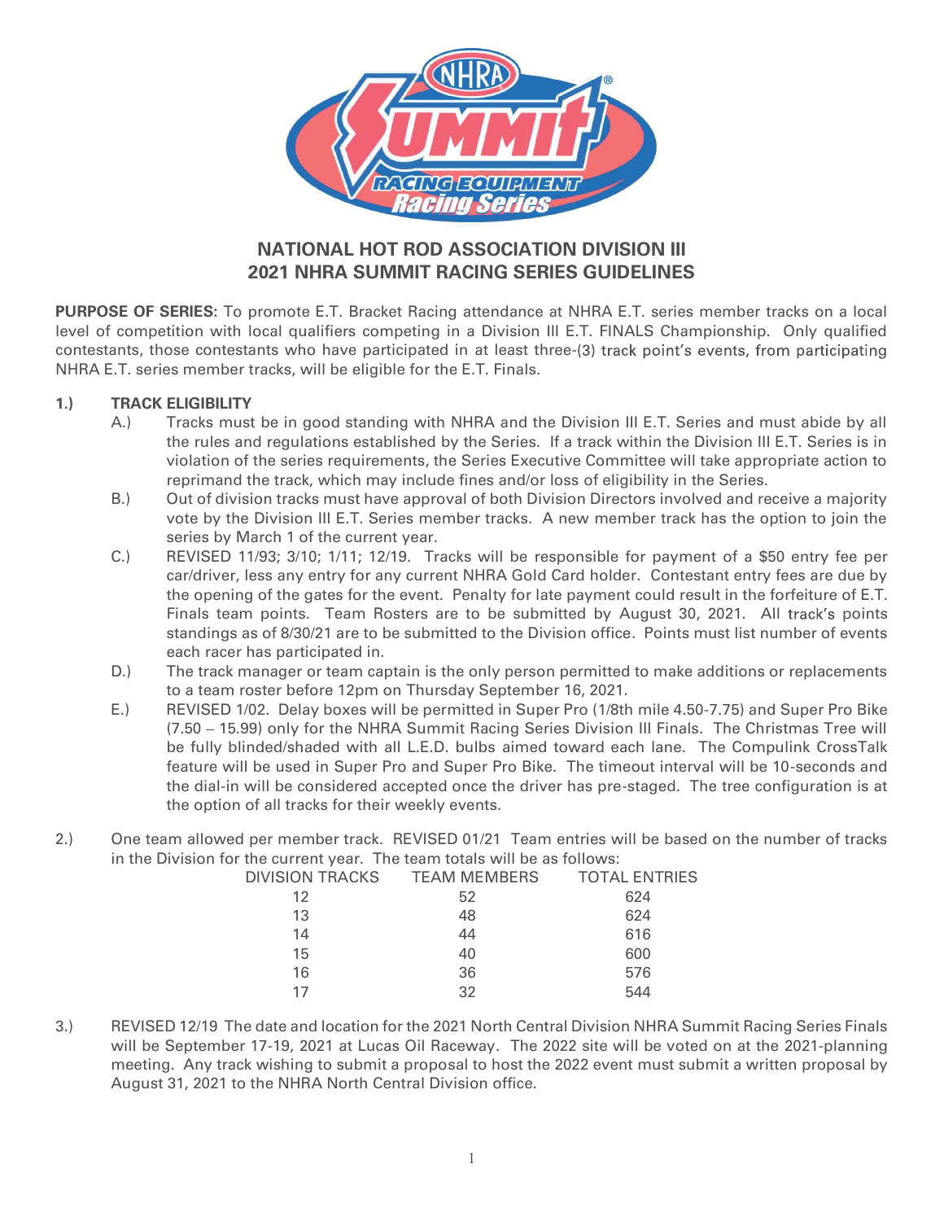# NATIONAL HOT ROD ASSOCIATION DIVISION III
# 2021 NHRA SUMMIT RACING SERIES GUIDELINES

**PURPOSE OF SERIES:** To promote E.T. Bracket Racing attendance at NHRA E.T. series member tracks on a local level of competition with local qualifiers competing in a Division III E.T. FINALS Championship. Only qualified contestants, those contestants who have participated in at least three-(3) track point's events, from participating NHRA E.T. series member tracks, will be eligible for the E.T. Finals.

**1.) TRACK ELIGIBILITY**

A.) Tracks must be in good standing with NHRA and the Division III E.T. Series and must abide by all the rules and regulations established by the Series. If a track within the Division III E.T. Series is in violation of the series requirements, the Series Executive Committee will take appropriate action to reprimand the track, which may include fines and/or loss of eligibility in the Series.

B.) Out of division tracks must have approval of both Division Directors involved and receive a majority vote by the Division III E.T. Series member tracks. A new member track has the option to join the series by March 1 of the current year.

C.) REVISED 11/93; 3/10; 1/11; 12/19. Tracks will be responsible for payment of a $50 entry fee per car/driver, less any entry for any current NHRA Gold Card holder. Contestant entry fees are due by the opening of the gates for the event. Penalty for late payment could result in the forfeiture of E.T. Finals team points. Team Rosters are to be submitted by August 30, 2021. All track's points standings as of 8/30/21 are to be submitted to the Division office. Points must list number of events each racer has participated in.

D.) The track manager or team captain is the only person permitted to make additions or replacements to a team roster before 12pm on Thursday September 16, 2021.

E.) REVISED 1/02. Delay boxes will be permitted in Super Pro (1/8th mile 4.50-7.75) and Super Pro Bike (7.50 – 15.99) only for the NHRA Summit Racing Series Division III Finals. The Christmas Tree will be fully blinded/shaded with all L.E.D. bulbs aimed toward each lane. The Compulink CrossTalk feature will be used in Super Pro and Super Pro Bike. The timeout interval will be 10-seconds and the dial-in will be considered accepted once the driver has pre-staged. The tree configuration is at the option of all tracks for their weekly events.

2.) One team allowed per member track. REVISED 01/21 Team entries will be based on the number of tracks in the Division for the current year. The team totals will be as follows:

| DIVISION TRACKS | TEAM MEMBERS | TOTAL ENTRIES |
|---|---|---|
| 12 | 52 | 624 |
| 13 | 48 | 624 |
| 14 | 44 | 616 |
| 15 | 40 | 600 |
| 16 | 36 | 576 |
| 17 | 32 | 544 |

3.) REVISED 12/19 The date and location for the 2021 North Central Division NHRA Summit Racing Series Finals will be September 17-19, 2021 at Lucas Oil Raceway. The 2022 site will be voted on at the 2021-planning meeting. Any track wishing to submit a proposal to host the 2022 event must submit a written proposal by August 31, 2021 to the NHRA North Central Division office.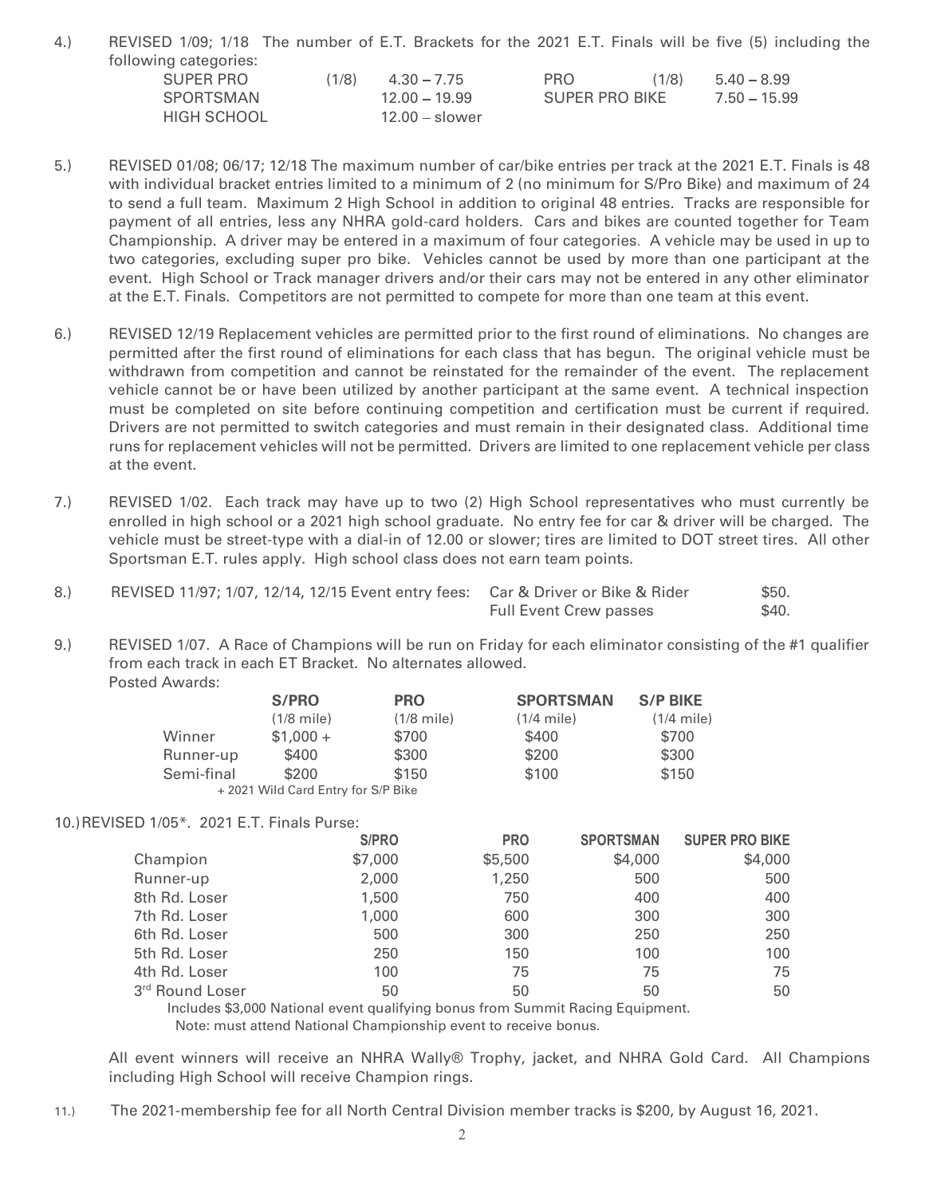4.) REVISED 1/09; 1/18 The number of E.T. Brackets for the 2021 E.T. Finals will be five (5) including the following categories:

| | | | | | |
|---|---|---|---|---|---|
| SUPER PRO | (1/8) | 4.30 – 7.75 | PRO | (1/8) | 5.40 – 8.99 |
| SPORTSMAN | | 12.00 – 19.99 | SUPER PRO BIKE | | 7.50 – 15.99 |
| HIGH SCHOOL | | 12.00 – slower | | | |

5.) REVISED 01/08; 06/17; 12/18 The maximum number of car/bike entries per track at the 2021 E.T. Finals is 48 with individual bracket entries limited to a minimum of 2 (no minimum for S/Pro Bike) and maximum of 24 to send a full team. Maximum 2 High School in addition to original 48 entries. Tracks are responsible for payment of all entries, less any NHRA gold-card holders. Cars and bikes are counted together for Team Championship. A driver may be entered in a maximum of four categories. A vehicle may be used in up to two categories, excluding super pro bike. Vehicles cannot be used by more than one participant at the event. High School or Track manager drivers and/or their cars may not be entered in any other eliminator at the E.T. Finals. Competitors are not permitted to compete for more than one team at this event.

6.) REVISED 12/19 Replacement vehicles are permitted prior to the first round of eliminations. No changes are permitted after the first round of eliminations for each class that has begun. The original vehicle must be withdrawn from competition and cannot be reinstated for the remainder of the event. The replacement vehicle cannot be or have been utilized by another participant at the same event. A technical inspection must be completed on site before continuing competition and certification must be current if required. Drivers are not permitted to switch categories and must remain in their designated class. Additional time runs for replacement vehicles will not be permitted. Drivers are limited to one replacement vehicle per class at the event.

7.) REVISED 1/02. Each track may have up to two (2) High School representatives who must currently be enrolled in high school or a 2021 high school graduate. No entry fee for car & driver will be charged. The vehicle must be street-type with a dial-in of 12.00 or slower; tires are limited to DOT street tires. All other Sportsman E.T. rules apply. High school class does not earn team points.

8.) REVISED 11/97; 1/07, 12/14, 12/15 Event entry fees:

| | |
|---|---|
| Car & Driver or Bike & Rider | \$50. |
| Full Event Crew passes | \$40. |

9.) REVISED 1/07. A Race of Champions will be run on Friday for each eliminator consisting of the #1 qualifier from each track in each ET Bracket. No alternates allowed.

Posted Awards:

| | S/PRO (1/8 mile) | PRO (1/8 mile) | SPORTSMAN (1/4 mile) | S/P BIKE (1/4 mile) |
|---|---|---|---|---|
| Winner | \$1,000 + | \$700 | \$400 | \$700 |
| Runner-up | \$400 | \$300 | \$200 | \$300 |
| Semi-final | \$200 | \$150 | \$100 | \$150 |

+ 2021 Wild Card Entry for S/P Bike

10.) REVISED 1/05*. 2021 E.T. Finals Purse:

| | S/PRO | PRO | SPORTSMAN | SUPER PRO BIKE |
|---|---|---|---|---|
| Champion | \$7,000 | \$5,500 | \$4,000 | \$4,000 |
| Runner-up | 2,000 | 1,250 | 500 | 500 |
| 8th Rd. Loser | 1,500 | 750 | 400 | 400 |
| 7th Rd. Loser | 1,000 | 600 | 300 | 300 |
| 6th Rd. Loser | 500 | 300 | 250 | 250 |
| 5th Rd. Loser | 250 | 150 | 100 | 100 |
| 4th Rd. Loser | 100 | 75 | 75 | 75 |
| 3rd Round Loser | 50 | 50 | 50 | 50 |

Includes \$3,000 National event qualifying bonus from Summit Racing Equipment.
Note: must attend National Championship event to receive bonus.

All event winners will receive an NHRA Wally® Trophy, jacket, and NHRA Gold Card. All Champions including High School will receive Champion rings.

11.) The 2021-membership fee for all North Central Division member tracks is \$200, by August 16, 2021.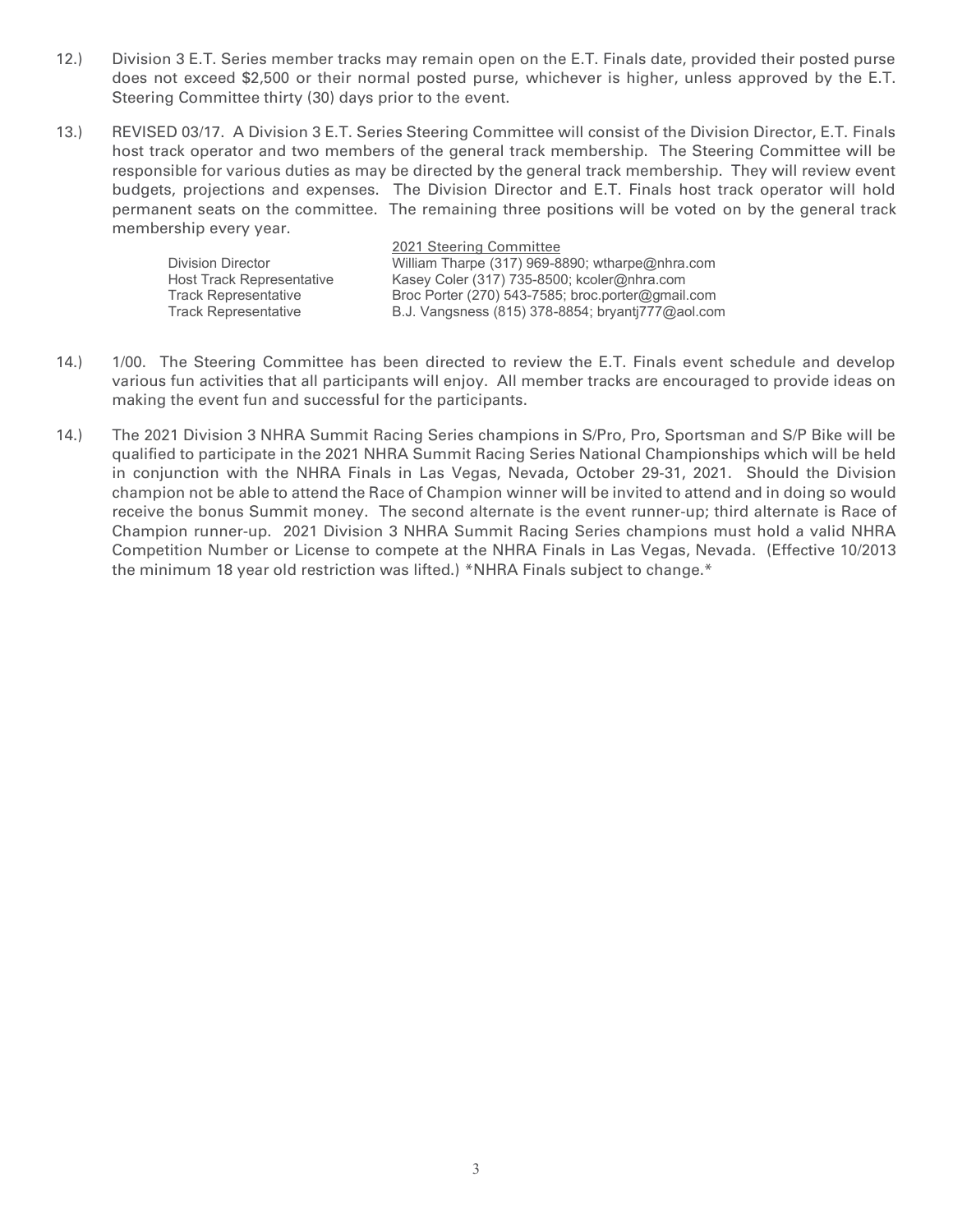12.) Division 3 E.T. Series member tracks may remain open on the E.T. Finals date, provided their posted purse does not exceed $2,500 or their normal posted purse, whichever is higher, unless approved by the E.T. Steering Committee thirty (30) days prior to the event.

13.) REVISED 03/17. A Division 3 E.T. Series Steering Committee will consist of the Division Director, E.T. Finals host track operator and two members of the general track membership. The Steering Committee will be responsible for various duties as may be directed by the general track membership. They will review event budgets, projections and expenses. The Division Director and E.T. Finals host track operator will hold permanent seats on the committee. The remaining three positions will be voted on by the general track membership every year.

| | 2021 Steering Committee |
|---|---|
| Division Director | William Tharpe (317) 969-8890; wtharpe@nhra.com |
| Host Track Representative | Kasey Coler (317) 735-8500; kcoler@nhra.com |
| Track Representative | Broc Porter (270) 543-7585; broc.porter@gmail.com |
| Track Representative | B.J. Vangsness (815) 378-8854; bryantj777@aol.com |

14.) 1/00. The Steering Committee has been directed to review the E.T. Finals event schedule and develop various fun activities that all participants will enjoy. All member tracks are encouraged to provide ideas on making the event fun and successful for the participants.

14.) The 2021 Division 3 NHRA Summit Racing Series champions in S/Pro, Pro, Sportsman and S/P Bike will be qualified to participate in the 2021 NHRA Summit Racing Series National Championships which will be held in conjunction with the NHRA Finals in Las Vegas, Nevada, October 29-31, 2021. Should the Division champion not be able to attend the Race of Champion winner will be invited to attend and in doing so would receive the bonus Summit money. The second alternate is the event runner-up; third alternate is Race of Champion runner-up. 2021 Division 3 NHRA Summit Racing Series champions must hold a valid NHRA Competition Number or License to compete at the NHRA Finals in Las Vegas, Nevada. (Effective 10/2013 the minimum 18 year old restriction was lifted.) *NHRA Finals subject to change.*